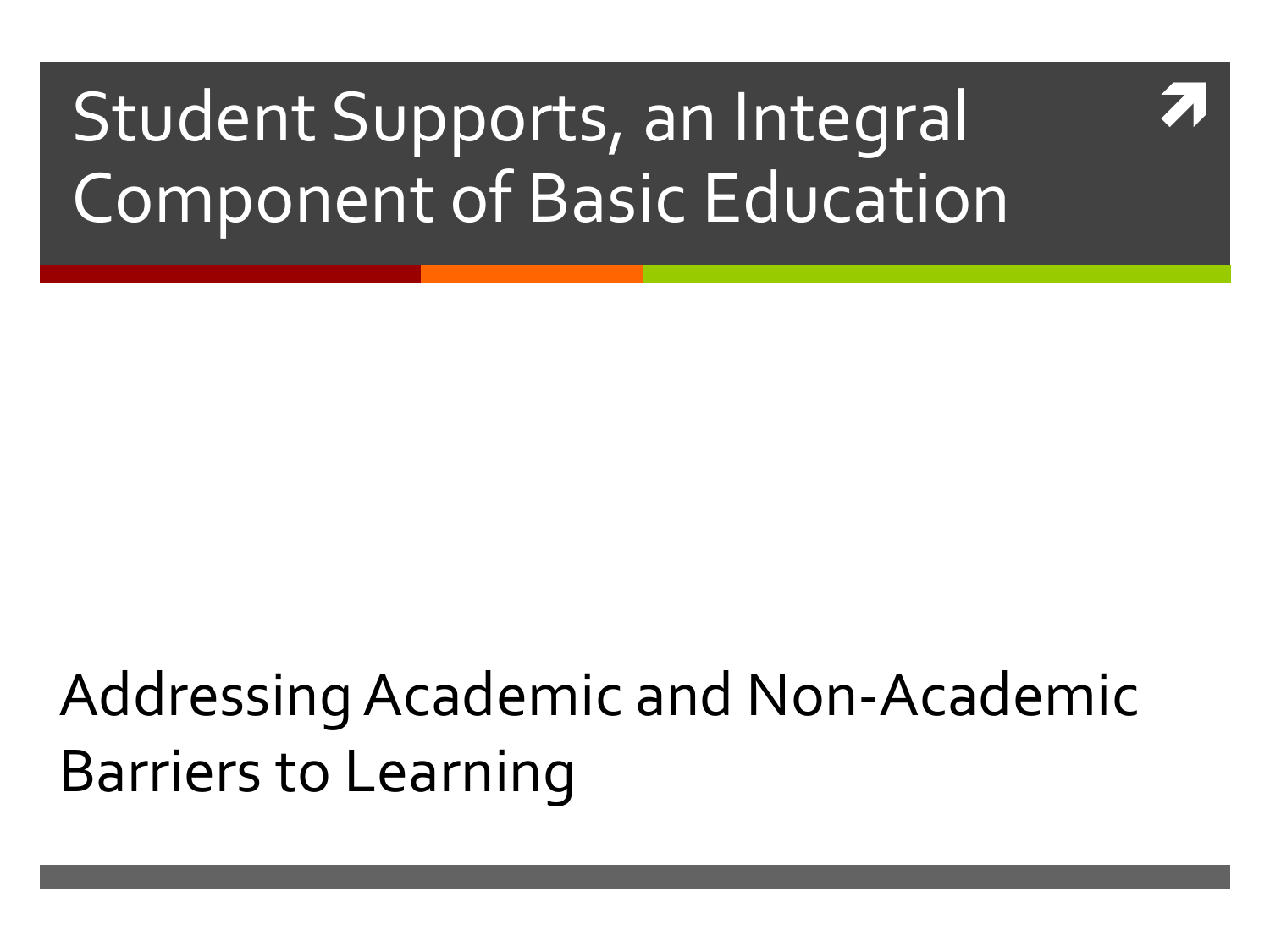# Student Supports, an Integral Component of Basic Education

## Addressing Academic and Non-Academic Barriers to Learning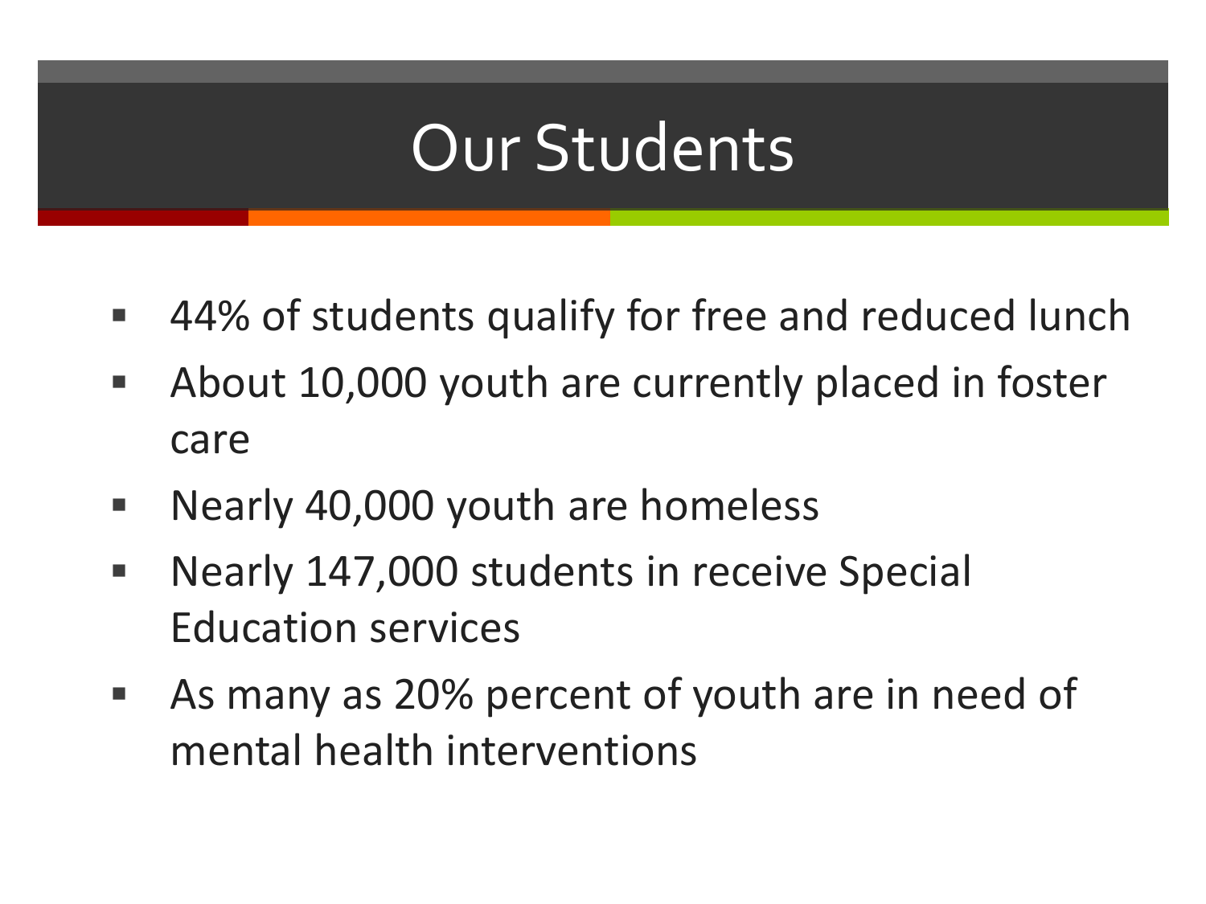# Our Students

- 44% of students qualify for free and reduced lunch
- About 10,000 youth are currently placed in foster care
- Nearly 40,000 youth are homeless
- Nearly 147,000 students in receive Special Education services
- As many as 20% percent of youth are in need of mental health interventions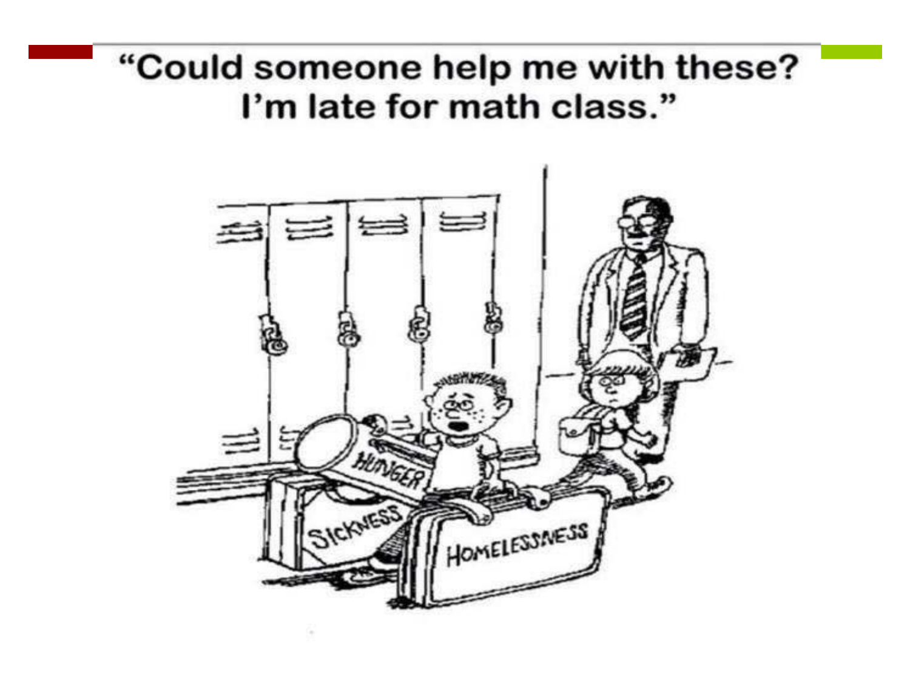“Could someone help me with these? I’m late for math class.”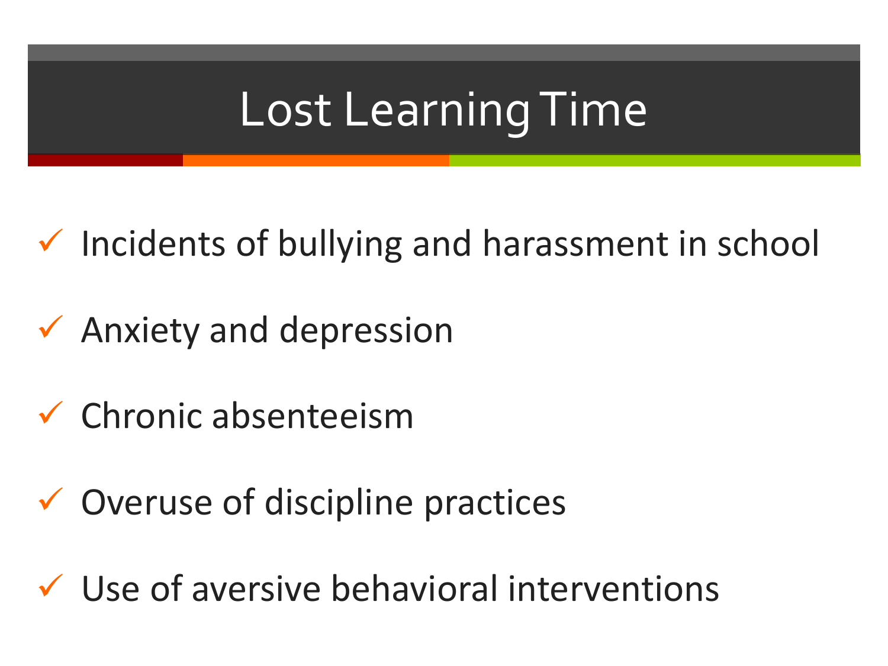# Lost Learning Time

- ✓ Incidents of bullying and harassment in school
- ✓ Anxiety and depression
- ✓ Chronic absenteeism
- ✓ Overuse of discipline practices
- ✓ Use of aversive behavioral interventions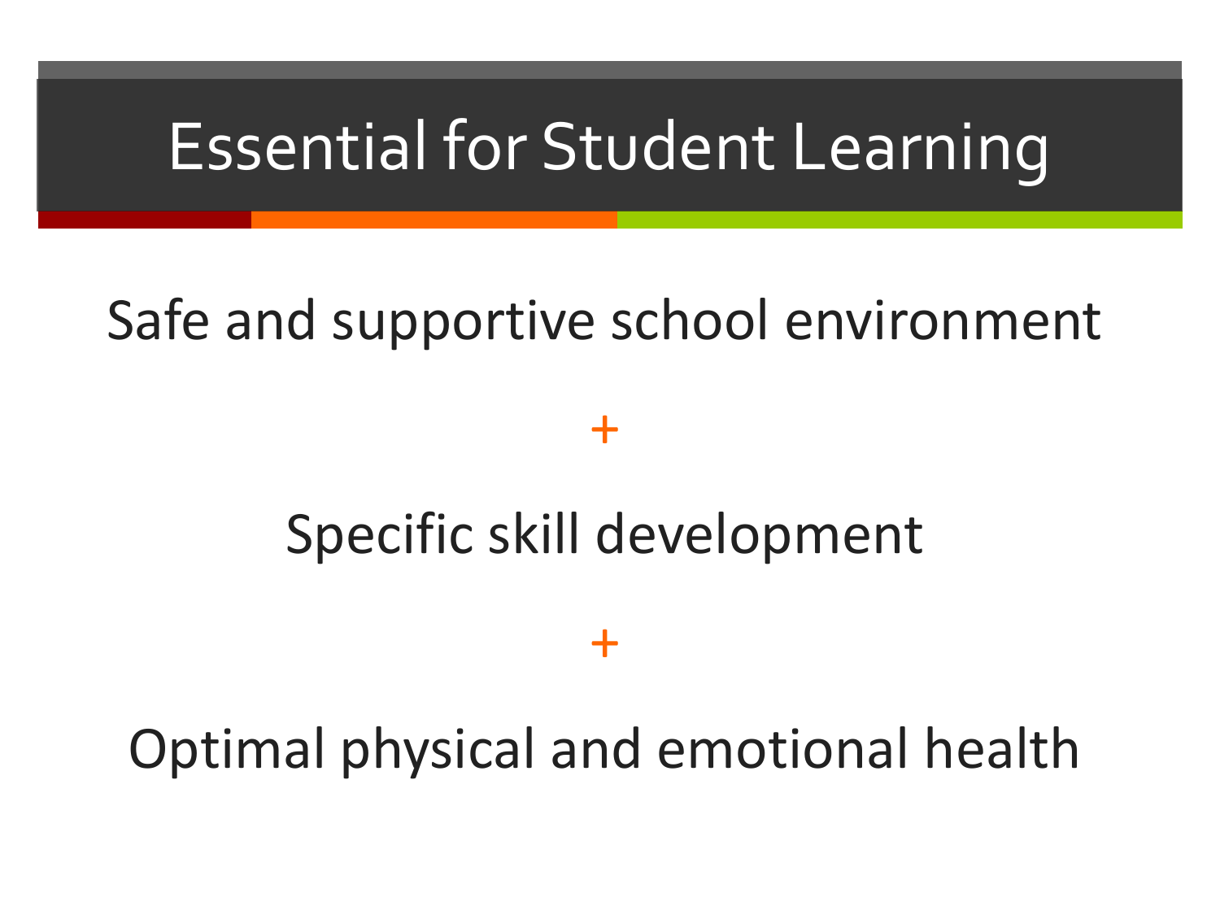# Essential for Student Learning

Safe and supportive school environment

+

Specific skill development

+

Optimal physical and emotional health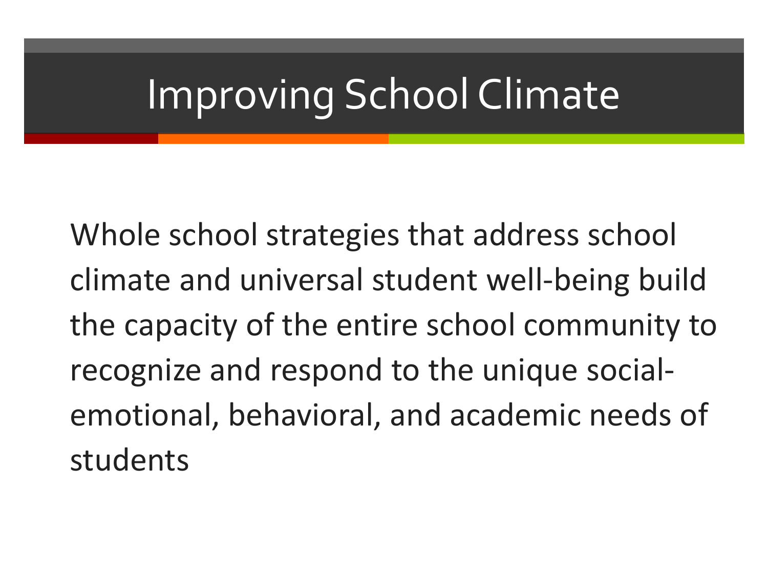# Improving School Climate

Whole school strategies that address school climate and universal student well-being build the capacity of the entire school community to recognize and respond to the unique social-emotional, behavioral, and academic needs of students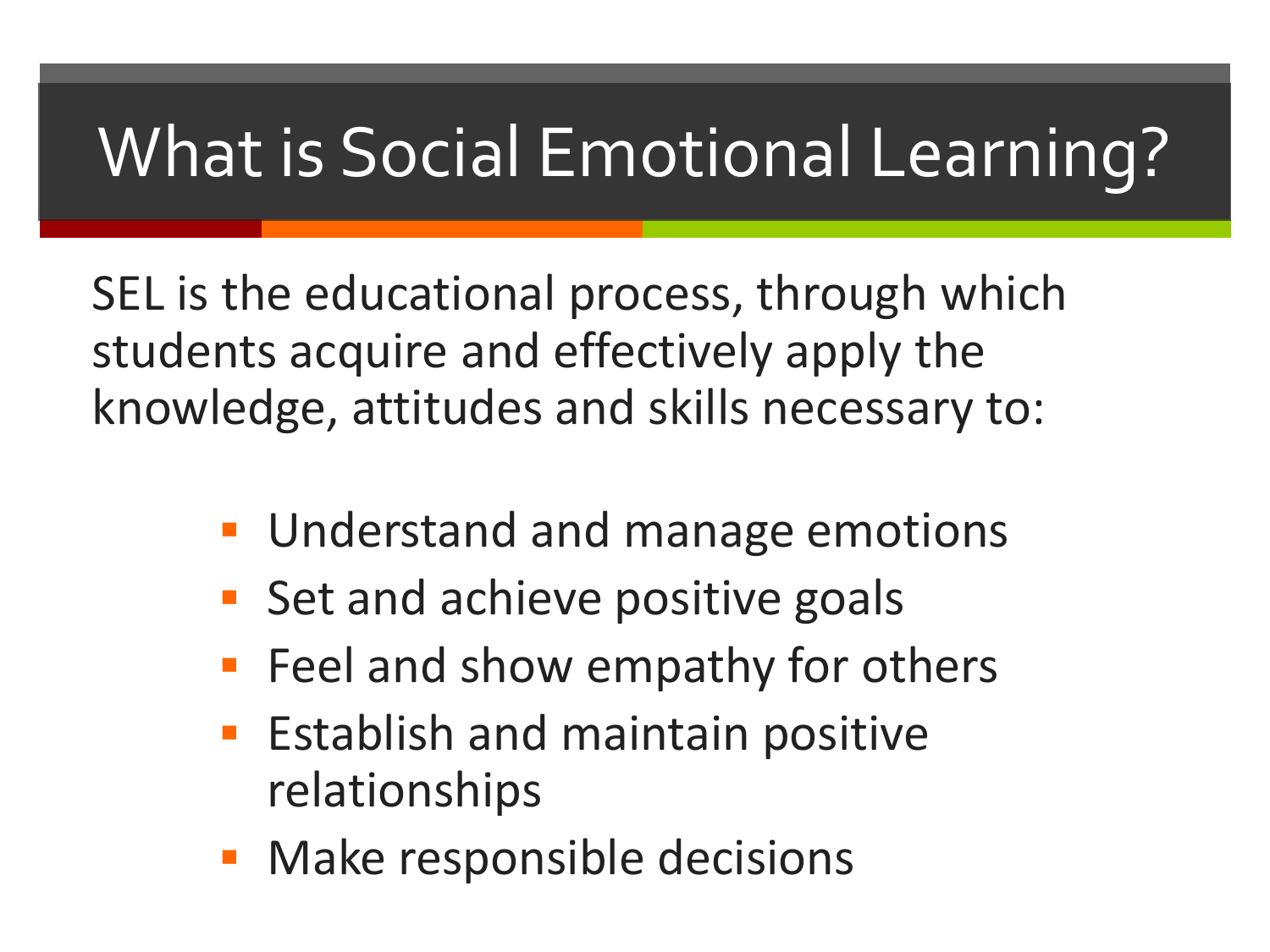# What is Social Emotional Learning?

SEL is the educational process, through which students acquire and effectively apply the knowledge, attitudes and skills necessary to:

- Understand and manage emotions
- Set and achieve positive goals
- Feel and show empathy for others
- Establish and maintain positive relationships
- Make responsible decisions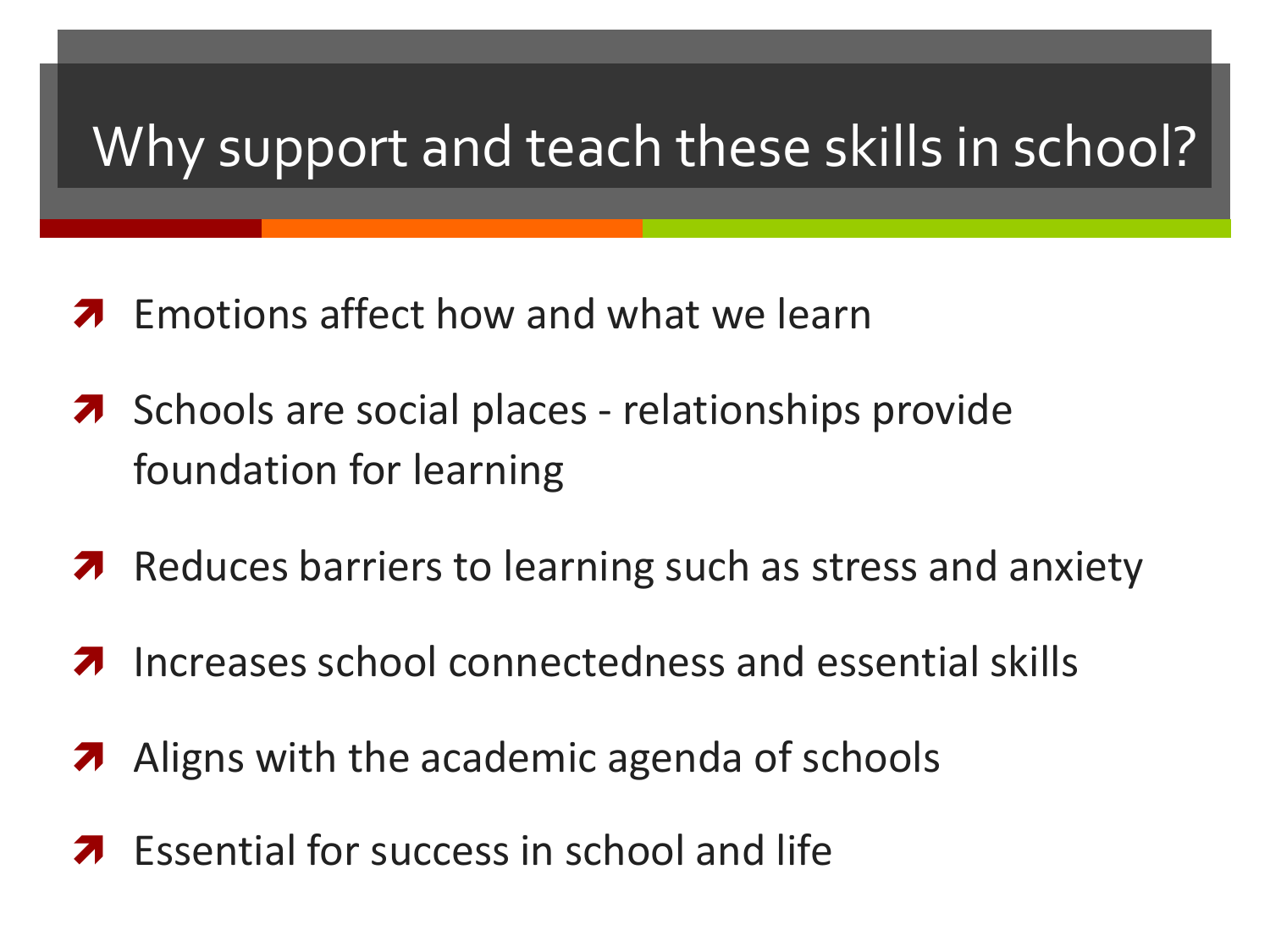# Why support and teach these skills in school?

- Emotions affect how and what we learn
- Schools are social places - relationships provide foundation for learning
- Reduces barriers to learning such as stress and anxiety
- Increases school connectedness and essential skills
- Aligns with the academic agenda of schools
- Essential for success in school and life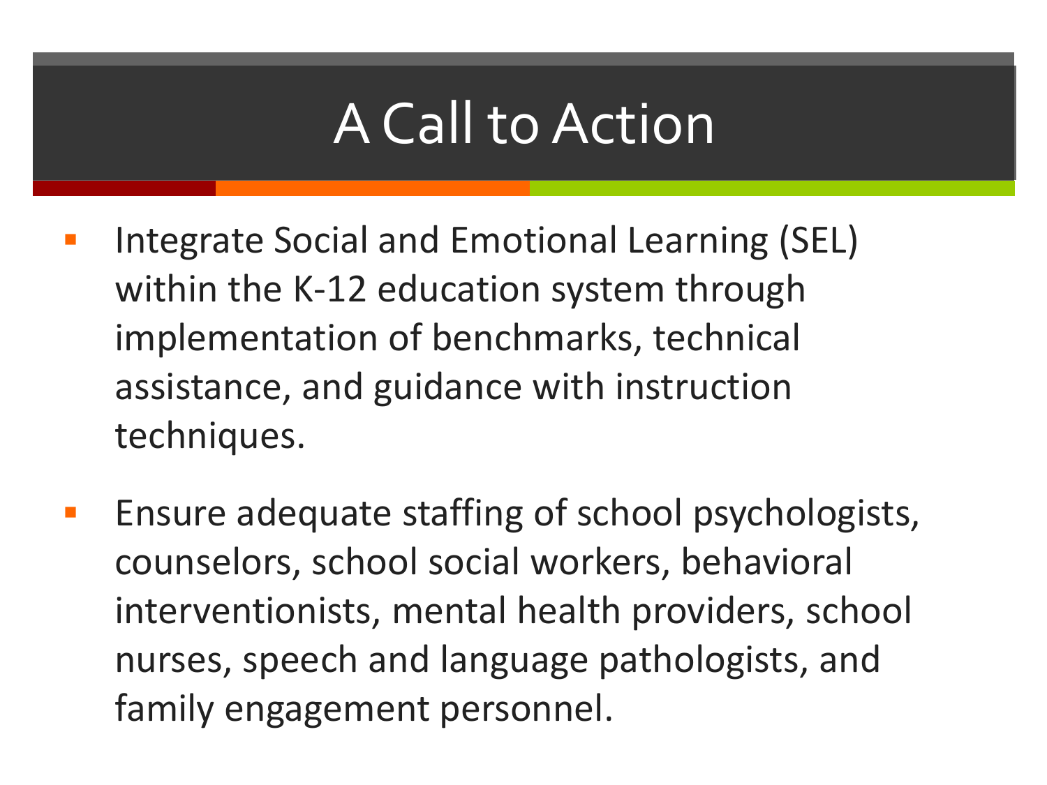# A Call to Action

- Integrate Social and Emotional Learning (SEL) within the K-12 education system through implementation of benchmarks, technical assistance, and guidance with instruction techniques.
- Ensure adequate staffing of school psychologists, counselors, school social workers, behavioral interventionists, mental health providers, school nurses, speech and language pathologists, and family engagement personnel.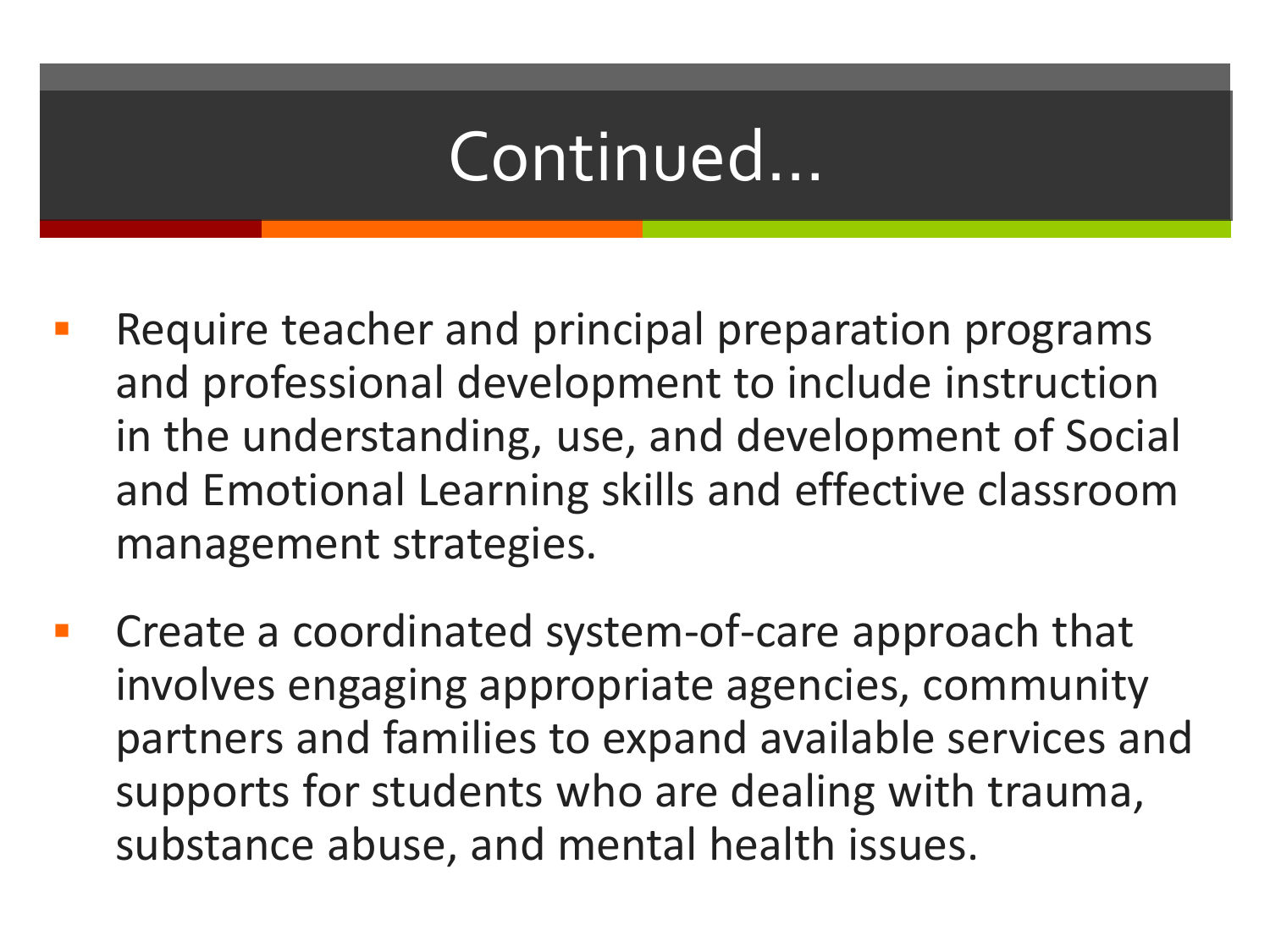# Continued…

- Require teacher and principal preparation programs and professional development to include instruction in the understanding, use, and development of Social and Emotional Learning skills and effective classroom management strategies.
- Create a coordinated system-of-care approach that involves engaging appropriate agencies, community partners and families to expand available services and supports for students who are dealing with trauma, substance abuse, and mental health issues.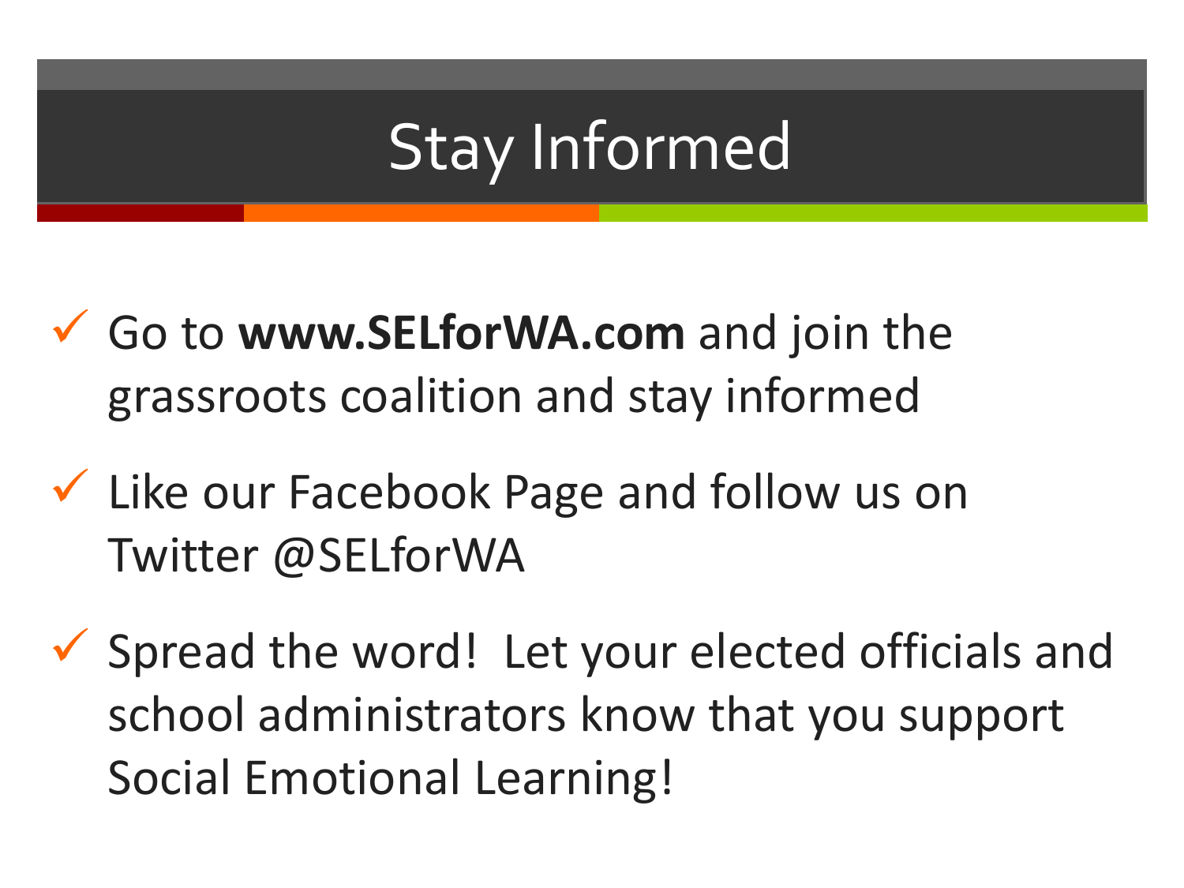# Stay Informed

- Go to **www.SELforWA.com** and join the grassroots coalition and stay informed
- Like our Facebook Page and follow us on Twitter @SELforWA
- Spread the word! Let your elected officials and school administrators know that you support Social Emotional Learning!